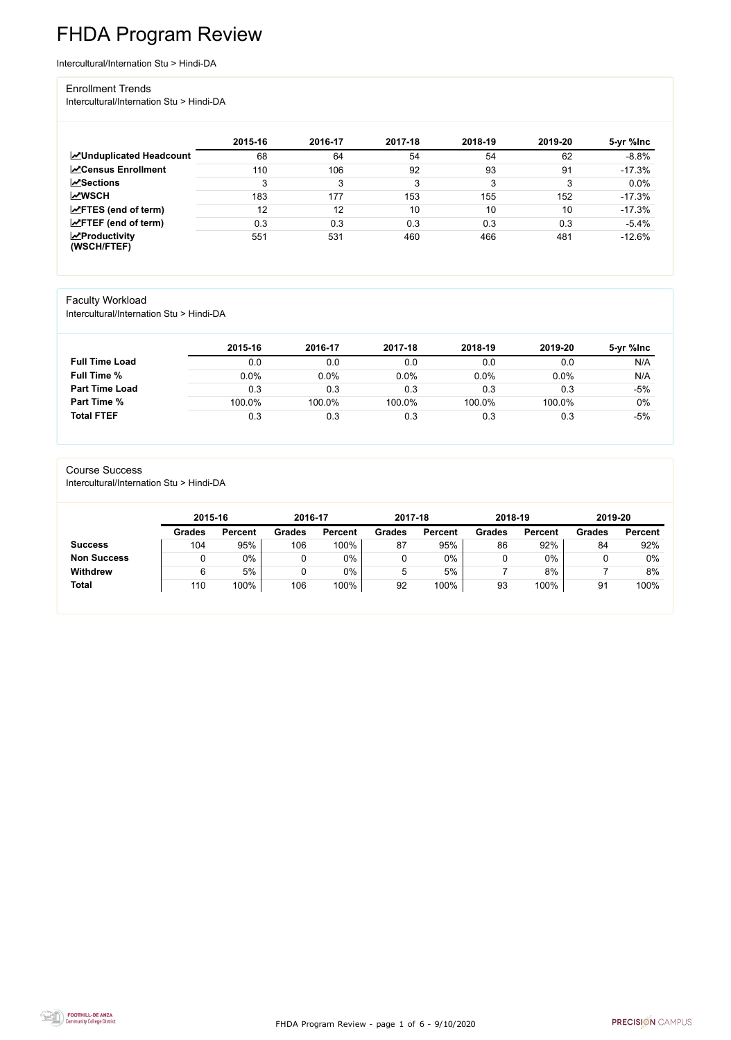# FHDA Program Review

Intercultural/Internation Stu > Hindi-DA

## Enrollment Trends

Intercultural/Internation Stu > Hindi-DA

| | 2015-16 | 2016-17 | 2017-18 | 2018-19 | 2019-20 | 5-yr %Inc |
|---|---|---|---|---|---|---|
| **Unduplicated Headcount** | 68 | 64 | 54 | 54 | 62 | -8.8% |
| **Census Enrollment** | 110 | 106 | 92 | 93 | 91 | -17.3% |
| **Sections** | 3 | 3 | 3 | 3 | 3 | 0.0% |
| **WSCH** | 183 | 177 | 153 | 155 | 152 | -17.3% |
| **FTES (end of term)** | 12 | 12 | 10 | 10 | 10 | -17.3% |
| **FTEF (end of term)** | 0.3 | 0.3 | 0.3 | 0.3 | 0.3 | -5.4% |
| **Productivity (WSCH/FTEF)** | 551 | 531 | 460 | 466 | 481 | -12.6% |

## Faculty Workload

Intercultural/Internation Stu > Hindi-DA

| | 2015-16 | 2016-17 | 2017-18 | 2018-19 | 2019-20 | 5-yr %Inc |
|---|---|---|---|---|---|---|
| **Full Time Load** | 0.0 | 0.0 | 0.0 | 0.0 | 0.0 | N/A |
| **Full Time %** | 0.0% | 0.0% | 0.0% | 0.0% | 0.0% | N/A |
| **Part Time Load** | 0.3 | 0.3 | 0.3 | 0.3 | 0.3 | -5% |
| **Part Time %** | 100.0% | 100.0% | 100.0% | 100.0% | 100.0% | 0% |
| **Total FTEF** | 0.3 | 0.3 | 0.3 | 0.3 | 0.3 | -5% |

## Course Success

Intercultural/Internation Stu > Hindi-DA

| | 2015-16 | | 2016-17 | | 2017-18 | | 2018-19 | | 2019-20 | |
|---|---|---|---|---|---|---|---|---|---|---|
| | Grades | Percent | Grades | Percent | Grades | Percent | Grades | Percent | Grades | Percent |
| **Success** | 104 | 95% | 106 | 100% | 87 | 95% | 86 | 92% | 84 | 92% |
| **Non Success** | 0 | 0% | 0 | 0% | 0 | 0% | 0 | 0% | 0 | 0% |
| **Withdrew** | 6 | 5% | 0 | 0% | 5 | 5% | 7 | 8% | 7 | 8% |
| **Total** | 110 | 100% | 106 | 100% | 92 | 100% | 93 | 100% | 91 | 100% |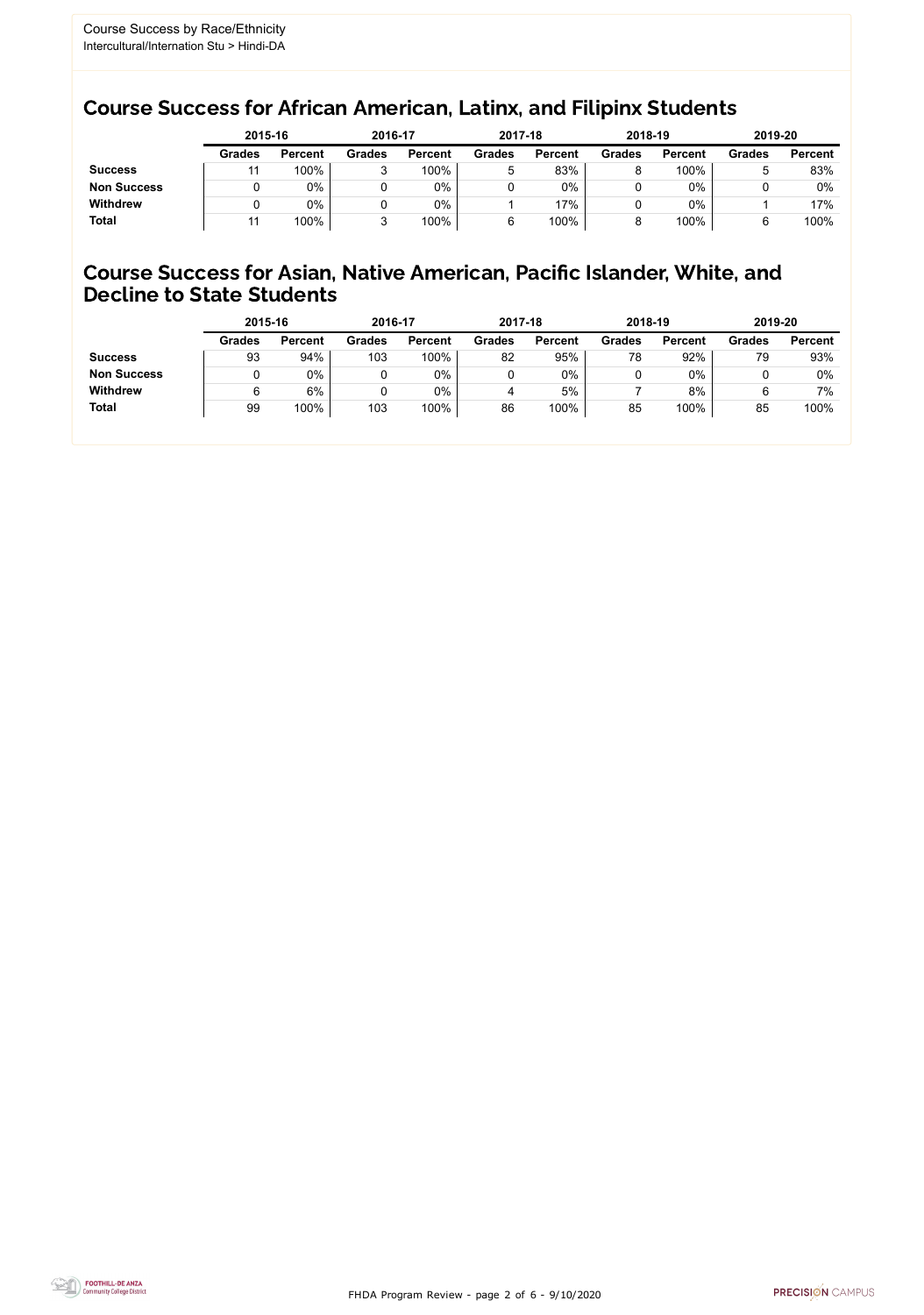Course Success by Race/Ethnicity
Intercultural/Internation Stu > Hindi-DA

## Course Success for African American, Latinx, and Filipinx Students

| | 2015-16 | | 2016-17 | | 2017-18 | | 2018-19 | | 2019-20 | |
|---|---|---|---|---|---|---|---|---|---|---|
| | **Grades** | **Percent** | **Grades** | **Percent** | **Grades** | **Percent** | **Grades** | **Percent** | **Grades** | **Percent** |
| **Success** | 11 | 100% | 3 | 100% | 5 | 83% | 8 | 100% | 5 | 83% |
| **Non Success** | 0 | 0% | 0 | 0% | 0 | 0% | 0 | 0% | 0 | 0% |
| **Withdrew** | 0 | 0% | 0 | 0% | 1 | 17% | 0 | 0% | 1 | 17% |
| **Total** | 11 | 100% | 3 | 100% | 6 | 100% | 8 | 100% | 6 | 100% |

## Course Success for Asian, Native American, Pacific Islander, White, and Decline to State Students

| | 2015-16 | | 2016-17 | | 2017-18 | | 2018-19 | | 2019-20 | |
|---|---|---|---|---|---|---|---|---|---|---|
| | **Grades** | **Percent** | **Grades** | **Percent** | **Grades** | **Percent** | **Grades** | **Percent** | **Grades** | **Percent** |
| **Success** | 93 | 94% | 103 | 100% | 82 | 95% | 78 | 92% | 79 | 93% |
| **Non Success** | 0 | 0% | 0 | 0% | 0 | 0% | 0 | 0% | 0 | 0% |
| **Withdrew** | 6 | 6% | 0 | 0% | 4 | 5% | 7 | 8% | 6 | 7% |
| **Total** | 99 | 100% | 103 | 100% | 86 | 100% | 85 | 100% | 85 | 100% |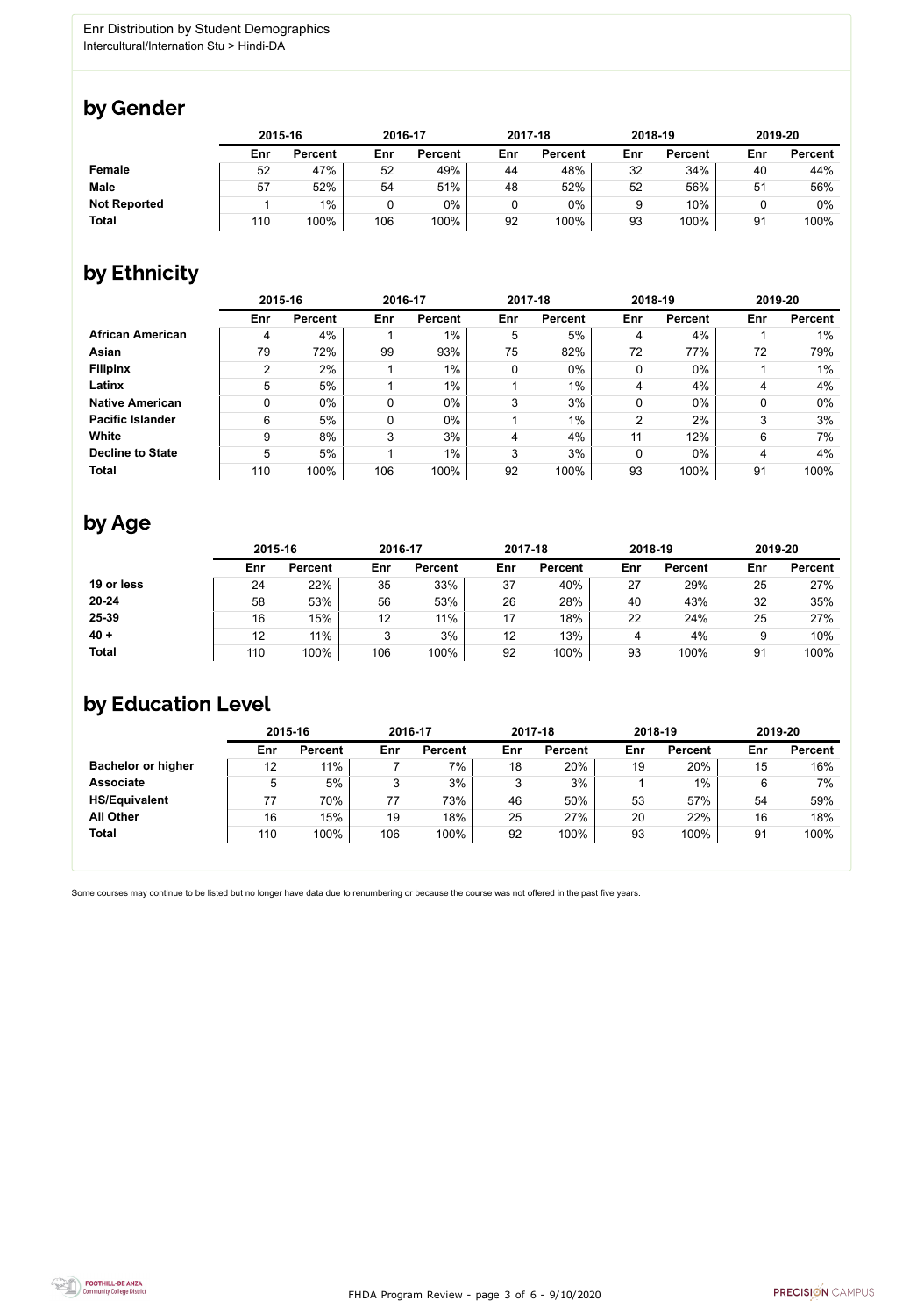Enr Distribution by Student Demographics
Intercultural/Internation Stu > Hindi-DA

## by Gender

| | 2015-16 | | 2016-17 | | 2017-18 | | 2018-19 | | 2019-20 | |
|---|---|---|---|---|---|---|---|---|---|---|
| | Enr | Percent | Enr | Percent | Enr | Percent | Enr | Percent | Enr | Percent |
| **Female** | 52 | 47% | 52 | 49% | 44 | 48% | 32 | 34% | 40 | 44% |
| **Male** | 57 | 52% | 54 | 51% | 48 | 52% | 52 | 56% | 51 | 56% |
| **Not Reported** | 1 | 1% | 0 | 0% | 0 | 0% | 9 | 10% | 0 | 0% |
| **Total** | 110 | 100% | 106 | 100% | 92 | 100% | 93 | 100% | 91 | 100% |

## by Ethnicity

| | 2015-16 | | 2016-17 | | 2017-18 | | 2018-19 | | 2019-20 | |
|---|---|---|---|---|---|---|---|---|---|---|
| | Enr | Percent | Enr | Percent | Enr | Percent | Enr | Percent | Enr | Percent |
| **African American** | 4 | 4% | 1 | 1% | 5 | 5% | 4 | 4% | 1 | 1% |
| **Asian** | 79 | 72% | 99 | 93% | 75 | 82% | 72 | 77% | 72 | 79% |
| **Filipinx** | 2 | 2% | 1 | 1% | 0 | 0% | 0 | 0% | 1 | 1% |
| **Latinx** | 5 | 5% | 1 | 1% | 1 | 1% | 4 | 4% | 4 | 4% |
| **Native American** | 0 | 0% | 0 | 0% | 3 | 3% | 0 | 0% | 0 | 0% |
| **Pacific Islander** | 6 | 5% | 0 | 0% | 1 | 1% | 2 | 2% | 3 | 3% |
| **White** | 9 | 8% | 3 | 3% | 4 | 4% | 11 | 12% | 6 | 7% |
| **Decline to State** | 5 | 5% | 1 | 1% | 3 | 3% | 0 | 0% | 4 | 4% |
| **Total** | 110 | 100% | 106 | 100% | 92 | 100% | 93 | 100% | 91 | 100% |

## by Age

| | 2015-16 | | 2016-17 | | 2017-18 | | 2018-19 | | 2019-20 | |
|---|---|---|---|---|---|---|---|---|---|---|
| | Enr | Percent | Enr | Percent | Enr | Percent | Enr | Percent | Enr | Percent |
| **19 or less** | 24 | 22% | 35 | 33% | 37 | 40% | 27 | 29% | 25 | 27% |
| **20-24** | 58 | 53% | 56 | 53% | 26 | 28% | 40 | 43% | 32 | 35% |
| **25-39** | 16 | 15% | 12 | 11% | 17 | 18% | 22 | 24% | 25 | 27% |
| **40 +** | 12 | 11% | 3 | 3% | 12 | 13% | 4 | 4% | 9 | 10% |
| **Total** | 110 | 100% | 106 | 100% | 92 | 100% | 93 | 100% | 91 | 100% |

## by Education Level

| | 2015-16 | | 2016-17 | | 2017-18 | | 2018-19 | | 2019-20 | |
|---|---|---|---|---|---|---|---|---|---|---|
| | Enr | Percent | Enr | Percent | Enr | Percent | Enr | Percent | Enr | Percent |
| **Bachelor or higher** | 12 | 11% | 7 | 7% | 18 | 20% | 19 | 20% | 15 | 16% |
| **Associate** | 5 | 5% | 3 | 3% | 3 | 3% | 1 | 1% | 6 | 7% |
| **HS/Equivalent** | 77 | 70% | 77 | 73% | 46 | 50% | 53 | 57% | 54 | 59% |
| **All Other** | 16 | 15% | 19 | 18% | 25 | 27% | 20 | 22% | 16 | 18% |
| **Total** | 110 | 100% | 106 | 100% | 92 | 100% | 93 | 100% | 91 | 100% |

Some courses may continue to be listed but no longer have data due to renumbering or because the course was not offered in the past five years.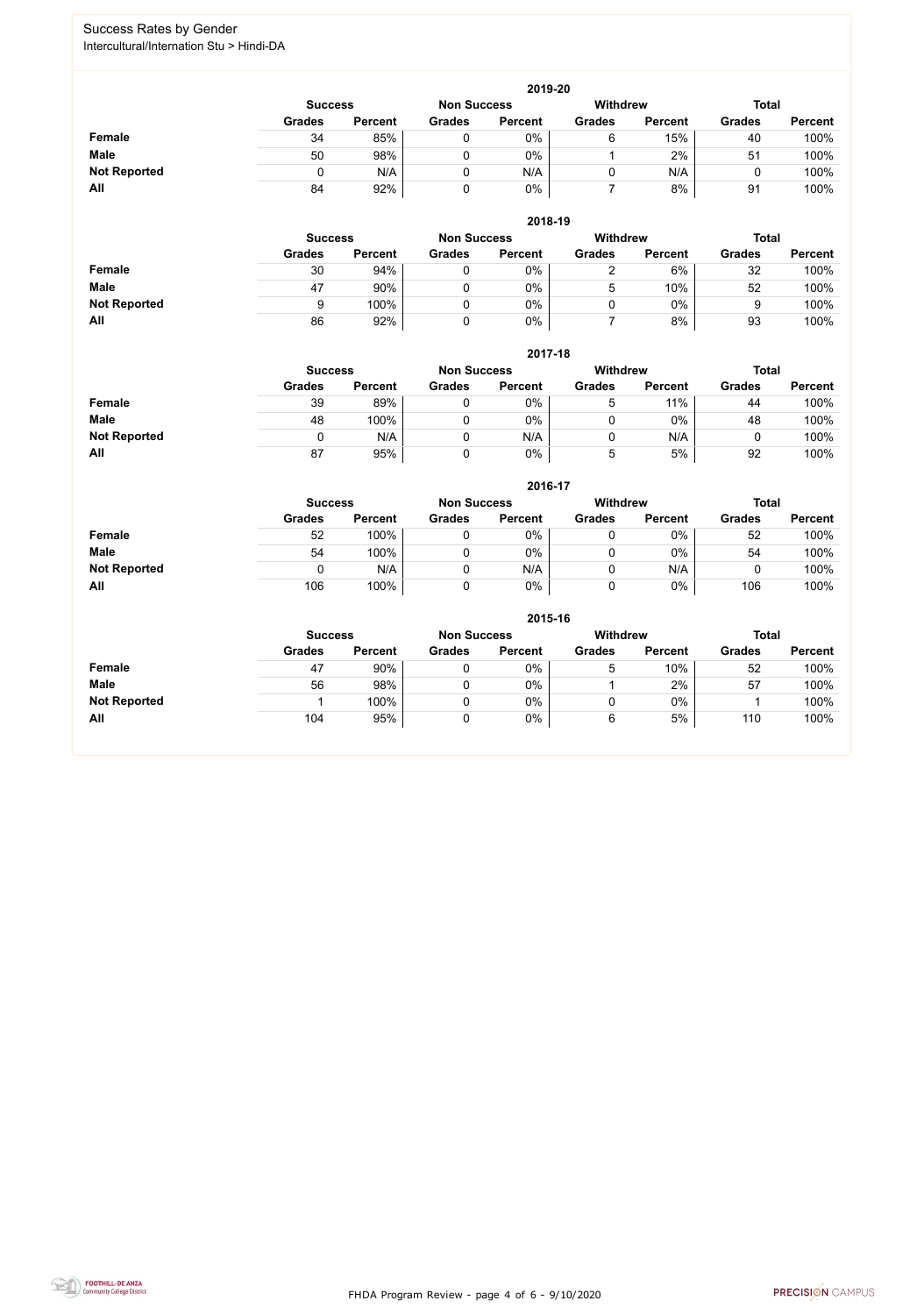## Success Rates by Gender

Intercultural/Internation Stu > Hindi-DA

### 2019-20

| | Success | | Non Success | | Withdrew | | Total | |
|---|---|---|---|---|---|---|---|---|
| | Grades | Percent | Grades | Percent | Grades | Percent | Grades | Percent |
| **Female** | 34 | 85% | 0 | 0% | 6 | 15% | 40 | 100% |
| **Male** | 50 | 98% | 0 | 0% | 1 | 2% | 51 | 100% |
| **Not Reported** | 0 | N/A | 0 | N/A | 0 | N/A | 0 | 100% |
| **All** | 84 | 92% | 0 | 0% | 7 | 8% | 91 | 100% |

### 2018-19

| | Success | | Non Success | | Withdrew | | Total | |
|---|---|---|---|---|---|---|---|---|
| | Grades | Percent | Grades | Percent | Grades | Percent | Grades | Percent |
| **Female** | 30 | 94% | 0 | 0% | 2 | 6% | 32 | 100% |
| **Male** | 47 | 90% | 0 | 0% | 5 | 10% | 52 | 100% |
| **Not Reported** | 9 | 100% | 0 | 0% | 0 | 0% | 9 | 100% |
| **All** | 86 | 92% | 0 | 0% | 7 | 8% | 93 | 100% |

### 2017-18

| | Success | | Non Success | | Withdrew | | Total | |
|---|---|---|---|---|---|---|---|---|
| | Grades | Percent | Grades | Percent | Grades | Percent | Grades | Percent |
| **Female** | 39 | 89% | 0 | 0% | 5 | 11% | 44 | 100% |
| **Male** | 48 | 100% | 0 | 0% | 0 | 0% | 48 | 100% |
| **Not Reported** | 0 | N/A | 0 | N/A | 0 | N/A | 0 | 100% |
| **All** | 87 | 95% | 0 | 0% | 5 | 5% | 92 | 100% |

### 2016-17

| | Success | | Non Success | | Withdrew | | Total | |
|---|---|---|---|---|---|---|---|---|
| | Grades | Percent | Grades | Percent | Grades | Percent | Grades | Percent |
| **Female** | 52 | 100% | 0 | 0% | 0 | 0% | 52 | 100% |
| **Male** | 54 | 100% | 0 | 0% | 0 | 0% | 54 | 100% |
| **Not Reported** | 0 | N/A | 0 | N/A | 0 | N/A | 0 | 100% |
| **All** | 106 | 100% | 0 | 0% | 0 | 0% | 106 | 100% |

### 2015-16

| | Success | | Non Success | | Withdrew | | Total | |
|---|---|---|---|---|---|---|---|---|
| | Grades | Percent | Grades | Percent | Grades | Percent | Grades | Percent |
| **Female** | 47 | 90% | 0 | 0% | 5 | 10% | 52 | 100% |
| **Male** | 56 | 98% | 0 | 0% | 1 | 2% | 57 | 100% |
| **Not Reported** | 1 | 100% | 0 | 0% | 0 | 0% | 1 | 100% |
| **All** | 104 | 95% | 0 | 0% | 6 | 5% | 110 | 100% |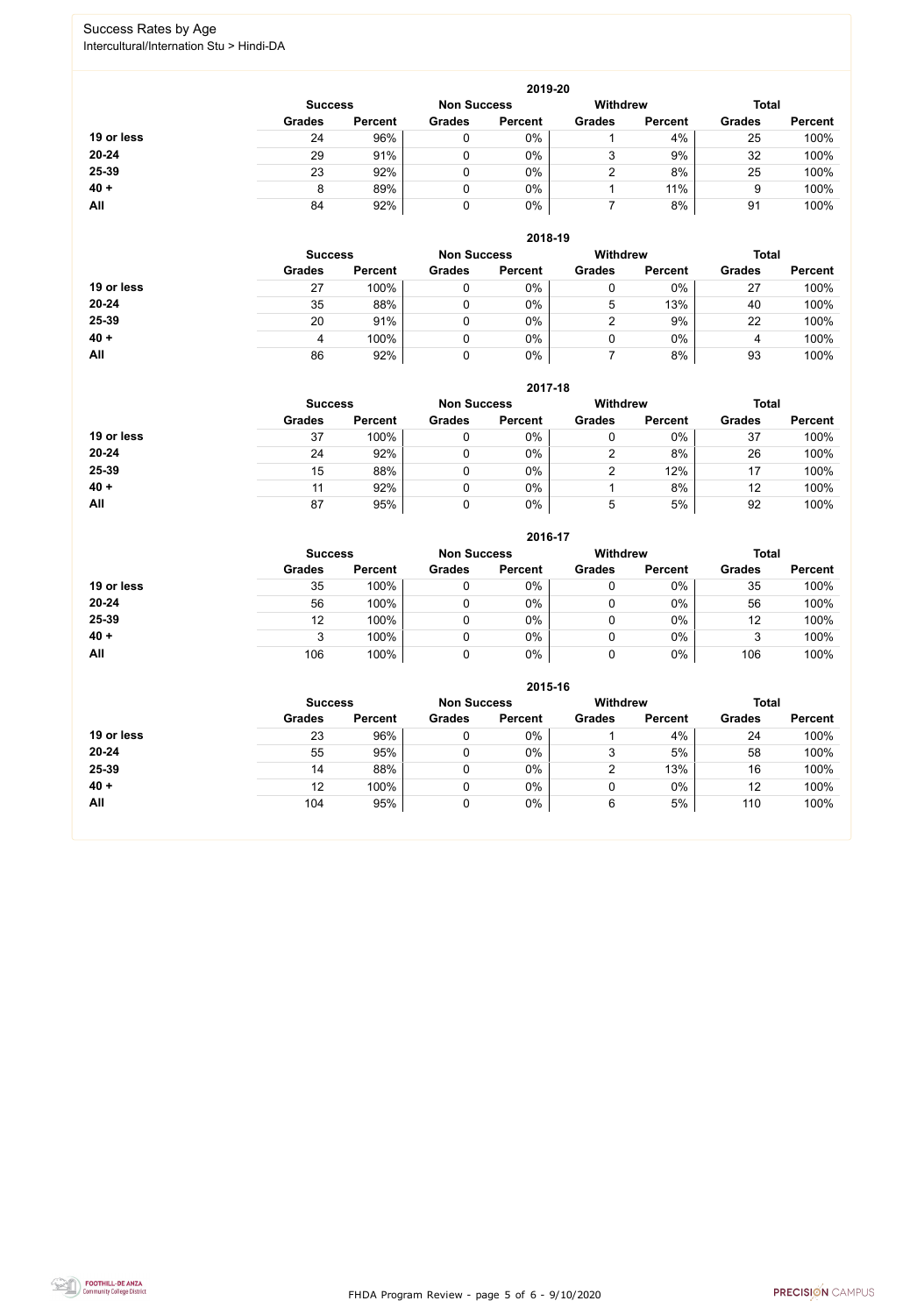# Success Rates by Age

Intercultural/Internation Stu > Hindi-DA

## 2019-20

| | Success | | Non Success | | Withdrew | | Total | |
|---|---|---|---|---|---|---|---|---|
| | Grades | Percent | Grades | Percent | Grades | Percent | Grades | Percent |
| 19 or less | 24 | 96% | 0 | 0% | 1 | 4% | 25 | 100% |
| 20-24 | 29 | 91% | 0 | 0% | 3 | 9% | 32 | 100% |
| 25-39 | 23 | 92% | 0 | 0% | 2 | 8% | 25 | 100% |
| 40 + | 8 | 89% | 0 | 0% | 1 | 11% | 9 | 100% |
| All | 84 | 92% | 0 | 0% | 7 | 8% | 91 | 100% |

## 2018-19

| | Success | | Non Success | | Withdrew | | Total | |
|---|---|---|---|---|---|---|---|---|
| | Grades | Percent | Grades | Percent | Grades | Percent | Grades | Percent |
| 19 or less | 27 | 100% | 0 | 0% | 0 | 0% | 27 | 100% |
| 20-24 | 35 | 88% | 0 | 0% | 5 | 13% | 40 | 100% |
| 25-39 | 20 | 91% | 0 | 0% | 2 | 9% | 22 | 100% |
| 40 + | 4 | 100% | 0 | 0% | 0 | 0% | 4 | 100% |
| All | 86 | 92% | 0 | 0% | 7 | 8% | 93 | 100% |

## 2017-18

| | Success | | Non Success | | Withdrew | | Total | |
|---|---|---|---|---|---|---|---|---|
| | Grades | Percent | Grades | Percent | Grades | Percent | Grades | Percent |
| 19 or less | 37 | 100% | 0 | 0% | 0 | 0% | 37 | 100% |
| 20-24 | 24 | 92% | 0 | 0% | 2 | 8% | 26 | 100% |
| 25-39 | 15 | 88% | 0 | 0% | 2 | 12% | 17 | 100% |
| 40 + | 11 | 92% | 0 | 0% | 1 | 8% | 12 | 100% |
| All | 87 | 95% | 0 | 0% | 5 | 5% | 92 | 100% |

## 2016-17

| | Success | | Non Success | | Withdrew | | Total | |
|---|---|---|---|---|---|---|---|---|
| | Grades | Percent | Grades | Percent | Grades | Percent | Grades | Percent |
| 19 or less | 35 | 100% | 0 | 0% | 0 | 0% | 35 | 100% |
| 20-24 | 56 | 100% | 0 | 0% | 0 | 0% | 56 | 100% |
| 25-39 | 12 | 100% | 0 | 0% | 0 | 0% | 12 | 100% |
| 40 + | 3 | 100% | 0 | 0% | 0 | 0% | 3 | 100% |
| All | 106 | 100% | 0 | 0% | 0 | 0% | 106 | 100% |

## 2015-16

| | Success | | Non Success | | Withdrew | | Total | |
|---|---|---|---|---|---|---|---|---|
| | Grades | Percent | Grades | Percent | Grades | Percent | Grades | Percent |
| 19 or less | 23 | 96% | 0 | 0% | 1 | 4% | 24 | 100% |
| 20-24 | 55 | 95% | 0 | 0% | 3 | 5% | 58 | 100% |
| 25-39 | 14 | 88% | 0 | 0% | 2 | 13% | 16 | 100% |
| 40 + | 12 | 100% | 0 | 0% | 0 | 0% | 12 | 100% |
| All | 104 | 95% | 0 | 0% | 6 | 5% | 110 | 100% |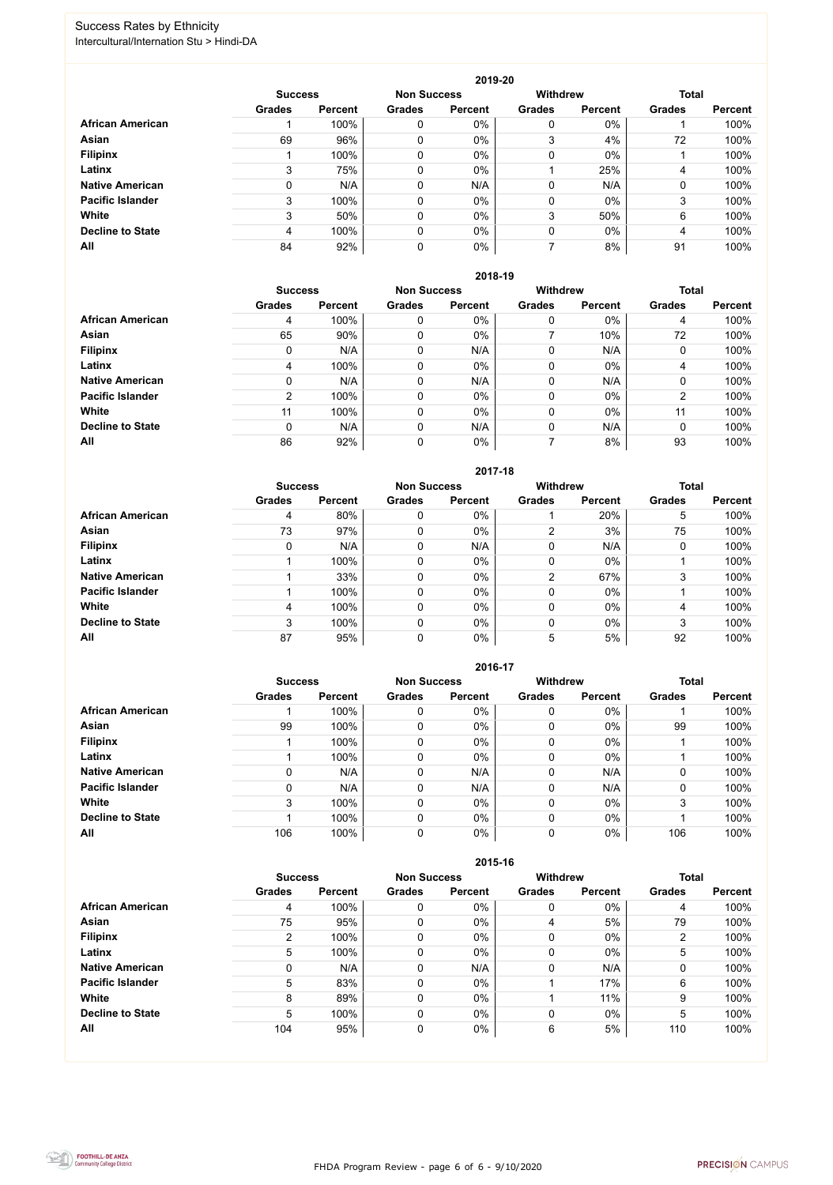## Success Rates by Ethnicity

Intercultural/Internation Stu > Hindi-DA

### 2019-20

| | Success | | Non Success | | Withdrew | | Total | |
|---|---|---|---|---|---|---|---|---|
| | Grades | Percent | Grades | Percent | Grades | Percent | Grades | Percent |
| African American | 1 | 100% | 0 | 0% | 0 | 0% | 1 | 100% |
| Asian | 69 | 96% | 0 | 0% | 3 | 4% | 72 | 100% |
| Filipinx | 1 | 100% | 0 | 0% | 0 | 0% | 1 | 100% |
| Latinx | 3 | 75% | 0 | 0% | 1 | 25% | 4 | 100% |
| Native American | 0 | N/A | 0 | N/A | 0 | N/A | 0 | 100% |
| Pacific Islander | 3 | 100% | 0 | 0% | 0 | 0% | 3 | 100% |
| White | 3 | 50% | 0 | 0% | 3 | 50% | 6 | 100% |
| Decline to State | 4 | 100% | 0 | 0% | 0 | 0% | 4 | 100% |
| All | 84 | 92% | 0 | 0% | 7 | 8% | 91 | 100% |

### 2018-19

| | Success | | Non Success | | Withdrew | | Total | |
|---|---|---|---|---|---|---|---|---|
| | Grades | Percent | Grades | Percent | Grades | Percent | Grades | Percent |
| African American | 4 | 100% | 0 | 0% | 0 | 0% | 4 | 100% |
| Asian | 65 | 90% | 0 | 0% | 7 | 10% | 72 | 100% |
| Filipinx | 0 | N/A | 0 | N/A | 0 | N/A | 0 | 100% |
| Latinx | 4 | 100% | 0 | 0% | 0 | 0% | 4 | 100% |
| Native American | 0 | N/A | 0 | N/A | 0 | N/A | 0 | 100% |
| Pacific Islander | 2 | 100% | 0 | 0% | 0 | 0% | 2 | 100% |
| White | 11 | 100% | 0 | 0% | 0 | 0% | 11 | 100% |
| Decline to State | 0 | N/A | 0 | N/A | 0 | N/A | 0 | 100% |
| All | 86 | 92% | 0 | 0% | 7 | 8% | 93 | 100% |

### 2017-18

| | Success | | Non Success | | Withdrew | | Total | |
|---|---|---|---|---|---|---|---|---|
| | Grades | Percent | Grades | Percent | Grades | Percent | Grades | Percent |
| African American | 4 | 80% | 0 | 0% | 1 | 20% | 5 | 100% |
| Asian | 73 | 97% | 0 | 0% | 2 | 3% | 75 | 100% |
| Filipinx | 0 | N/A | 0 | N/A | 0 | N/A | 0 | 100% |
| Latinx | 1 | 100% | 0 | 0% | 0 | 0% | 1 | 100% |
| Native American | 1 | 33% | 0 | 0% | 2 | 67% | 3 | 100% |
| Pacific Islander | 1 | 100% | 0 | 0% | 0 | 0% | 1 | 100% |
| White | 4 | 100% | 0 | 0% | 0 | 0% | 4 | 100% |
| Decline to State | 3 | 100% | 0 | 0% | 0 | 0% | 3 | 100% |
| All | 87 | 95% | 0 | 0% | 5 | 5% | 92 | 100% |

### 2016-17

| | Success | | Non Success | | Withdrew | | Total | |
|---|---|---|---|---|---|---|---|---|
| | Grades | Percent | Grades | Percent | Grades | Percent | Grades | Percent |
| African American | 1 | 100% | 0 | 0% | 0 | 0% | 1 | 100% |
| Asian | 99 | 100% | 0 | 0% | 0 | 0% | 99 | 100% |
| Filipinx | 1 | 100% | 0 | 0% | 0 | 0% | 1 | 100% |
| Latinx | 1 | 100% | 0 | 0% | 0 | 0% | 1 | 100% |
| Native American | 0 | N/A | 0 | N/A | 0 | N/A | 0 | 100% |
| Pacific Islander | 0 | N/A | 0 | N/A | 0 | N/A | 0 | 100% |
| White | 3 | 100% | 0 | 0% | 0 | 0% | 3 | 100% |
| Decline to State | 1 | 100% | 0 | 0% | 0 | 0% | 1 | 100% |
| All | 106 | 100% | 0 | 0% | 0 | 0% | 106 | 100% |

### 2015-16

| | Success | | Non Success | | Withdrew | | Total | |
|---|---|---|---|---|---|---|---|---|
| | Grades | Percent | Grades | Percent | Grades | Percent | Grades | Percent |
| African American | 4 | 100% | 0 | 0% | 0 | 0% | 4 | 100% |
| Asian | 75 | 95% | 0 | 0% | 4 | 5% | 79 | 100% |
| Filipinx | 2 | 100% | 0 | 0% | 0 | 0% | 2 | 100% |
| Latinx | 5 | 100% | 0 | 0% | 0 | 0% | 5 | 100% |
| Native American | 0 | N/A | 0 | N/A | 0 | N/A | 0 | 100% |
| Pacific Islander | 5 | 83% | 0 | 0% | 1 | 17% | 6 | 100% |
| White | 8 | 89% | 0 | 0% | 1 | 11% | 9 | 100% |
| Decline to State | 5 | 100% | 0 | 0% | 0 | 0% | 5 | 100% |
| All | 104 | 95% | 0 | 0% | 6 | 5% | 110 | 100% |